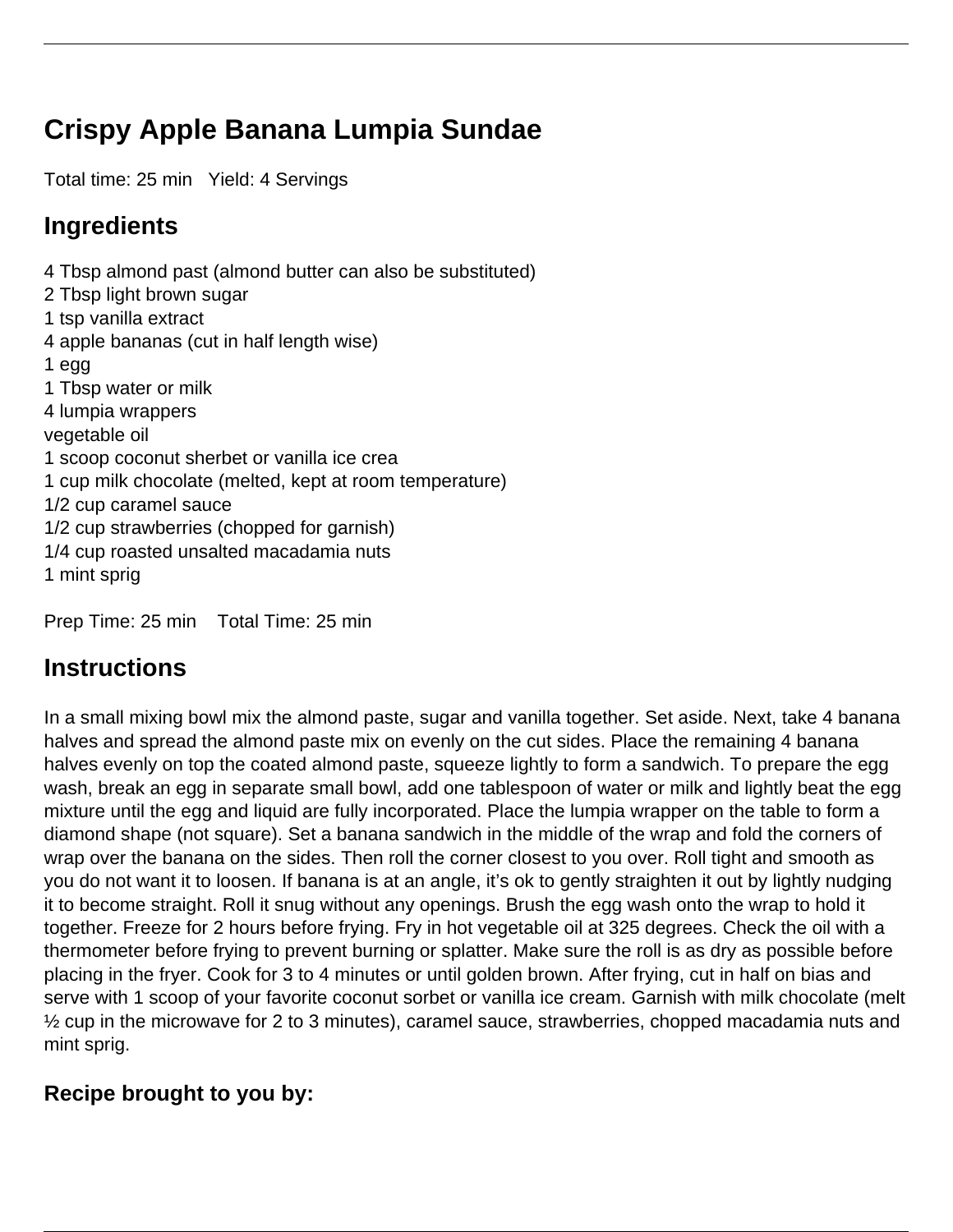# Crispy Apple Banana Lumpia Sundae

Total time: 25 min   Yield: 4 Servings

## Ingredients

4 Tbsp almond past (almond butter can also be substituted)
2 Tbsp light brown sugar
1 tsp vanilla extract
4 apple bananas (cut in half length wise)
1 egg
1 Tbsp water or milk
4 lumpia wrappers
vegetable oil
1 scoop coconut sherbet or vanilla ice crea
1 cup milk chocolate (melted, kept at room temperature)
1/2 cup caramel sauce
1/2 cup strawberries (chopped for garnish)
1/4 cup roasted unsalted macadamia nuts
1 mint sprig

Prep Time: 25 min   Total Time: 25 min

## Instructions

In a small mixing bowl mix the almond paste, sugar and vanilla together. Set aside. Next, take 4 banana halves and spread the almond paste mix on evenly on the cut sides. Place the remaining 4 banana halves evenly on top the coated almond paste, squeeze lightly to form a sandwich. To prepare the egg wash, break an egg in separate small bowl, add one tablespoon of water or milk and lightly beat the egg mixture until the egg and liquid are fully incorporated. Place the lumpia wrapper on the table to form a diamond shape (not square). Set a banana sandwich in the middle of the wrap and fold the corners of wrap over the banana on the sides. Then roll the corner closest to you over. Roll tight and smooth as you do not want it to loosen. If banana is at an angle, it's ok to gently straighten it out by lightly nudging it to become straight. Roll it snug without any openings. Brush the egg wash onto the wrap to hold it together. Freeze for 2 hours before frying. Fry in hot vegetable oil at 325 degrees. Check the oil with a thermometer before frying to prevent burning or splatter. Make sure the roll is as dry as possible before placing in the fryer. Cook for 3 to 4 minutes or until golden brown. After frying, cut in half on bias and serve with 1 scoop of your favorite coconut sorbet or vanilla ice cream. Garnish with milk chocolate (melt ½ cup in the microwave for 2 to 3 minutes), caramel sauce, strawberries, chopped macadamia nuts and mint sprig.

### Recipe brought to you by: